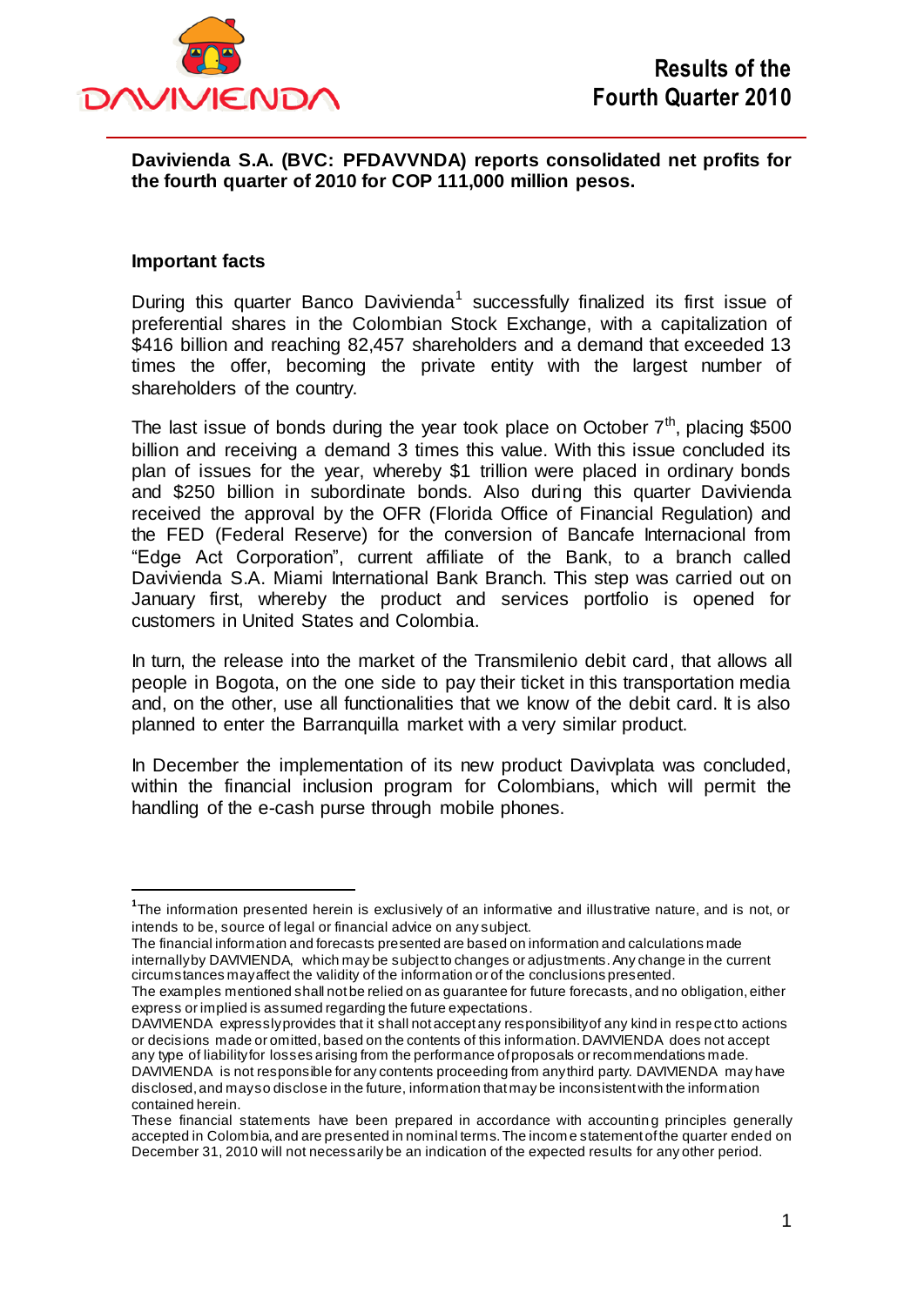# Results of the Fourth Quarter 2010

**Davivienda S.A. (BVC: PFDAVVNDA) reports consolidated net profits for the fourth quarter of 2010 for COP 111,000 million pesos.**

## Important facts

During this quarter Banco Davivienda[1] successfully finalized its first issue of preferential shares in the Colombian Stock Exchange, with a capitalization of $416 billion and reaching 82,457 shareholders and a demand that exceeded 13 times the offer, becoming the private entity with the largest number of shareholders of the country.

The last issue of bonds during the year took place on October 7th, placing $500 billion and receiving a demand 3 times this value. With this issue concluded its plan of issues for the year, whereby $1 trillion were placed in ordinary bonds and $250 billion in subordinate bonds. Also during this quarter Davivienda received the approval by the OFR (Florida Office of Financial Regulation) and the FED (Federal Reserve) for the conversion of Bancafe Internacional from "Edge Act Corporation", current affiliate of the Bank, to a branch called Davivienda S.A. Miami International Bank Branch. This step was carried out on January first, whereby the product and services portfolio is opened for customers in United States and Colombia.

In turn, the release into the market of the Transmilenio debit card, that allows all people in Bogota, on the one side to pay their ticket in this transportation media and, on the other, use all functionalities that we know of the debit card. It is also planned to enter the Barranquilla market with a very similar product.

In December the implementation of its new product Davivplata was concluded, within the financial inclusion program for Colombians, which will permit the handling of the e-cash purse through mobile phones.

---

[1] The information presented herein is exclusively of an informative and illustrative nature, and is not, or intends to be, source of legal or financial advice on any subject.
The financial information and forecasts presented are based on information and calculations made internally by DAVIVIENDA, which may be subject to changes or adjustments. Any change in the current circumstances may affect the validity of the information or of the conclusions presented.
The examples mentioned shall not be relied on as guarantee for future forecasts, and no obligation, either express or implied is assumed regarding the future expectations.
DAVIVIENDA expressly provides that it shall not accept any responsibility of any kind in respect to actions or decisions made or omitted, based on the contents of this information. DAVIVIENDA does not accept any type of liability for losses arising from the performance of proposals or recommendations made.
DAVIVIENDA is not responsible for any contents proceeding from any third party. DAVIVIENDA may have disclosed, and may so disclose in the future, information that may be inconsistent with the information contained herein.
These financial statements have been prepared in accordance with accounting principles generally accepted in Colombia, and are presented in nominal terms. The income statement of the quarter ended on December 31, 2010 will not necessarily be an indication of the expected results for any other period.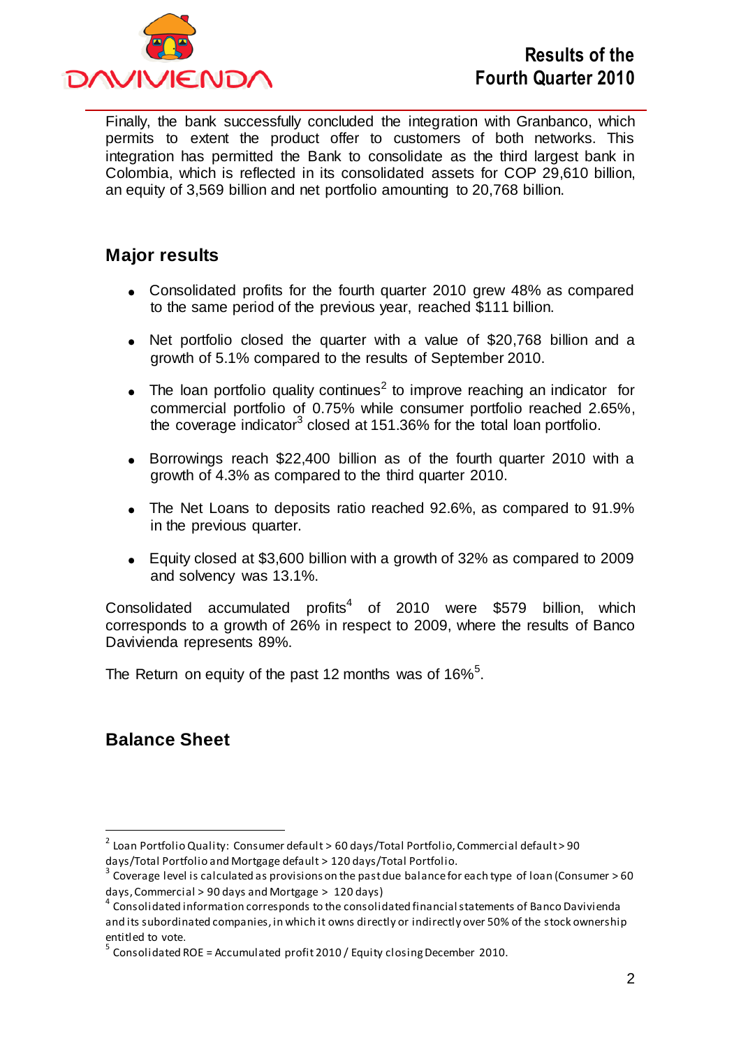Finally, the bank successfully concluded the integration with Granbanco, which permits to extent the product offer to customers of both networks. This integration has permitted the Bank to consolidate as the third largest bank in Colombia, which is reflected in its consolidated assets for COP 29,610 billion, an equity of 3,569 billion and net portfolio amounting to 20,768 billion.

## Major results

- Consolidated profits for the fourth quarter 2010 grew 48% as compared to the same period of the previous year, reached $111 billion.
- Net portfolio closed the quarter with a value of $20,768 billion and a growth of 5.1% compared to the results of September 2010.
- The loan portfolio quality continues[2] to improve reaching an indicator for commercial portfolio of 0.75% while consumer portfolio reached 2.65%, the coverage indicator[3] closed at 151.36% for the total loan portfolio.
- Borrowings reach $22,400 billion as of the fourth quarter 2010 with a growth of 4.3% as compared to the third quarter 2010.
- The Net Loans to deposits ratio reached 92.6%, as compared to 91.9% in the previous quarter.
- Equity closed at $3,600 billion with a growth of 32% as compared to 2009 and solvency was 13.1%.

Consolidated accumulated profits[4] of 2010 were $579 billion, which corresponds to a growth of 26% in respect to 2009, where the results of Banco Davivienda represents 89%.

The Return on equity of the past 12 months was of 16%[5].

## Balance Sheet

---

[2] Loan Portfolio Quality: Consumer default > 60 days/Total Portfolio, Commercial default > 90 days/Total Portfolio and Mortgage default > 120 days/Total Portfolio.

[3] Coverage level is calculated as provisions on the past due balance for each type of loan (Consumer > 60 days, Commercial > 90 days and Mortgage > 120 days)

[4] Consolidated information corresponds to the consolidated financial statements of Banco Davivienda and its subordinated companies, in which it owns directly or indirectly over 50% of the stock ownership entitled to vote.

[5] Consolidated ROE = Accumulated profit 2010 / Equity closing December 2010.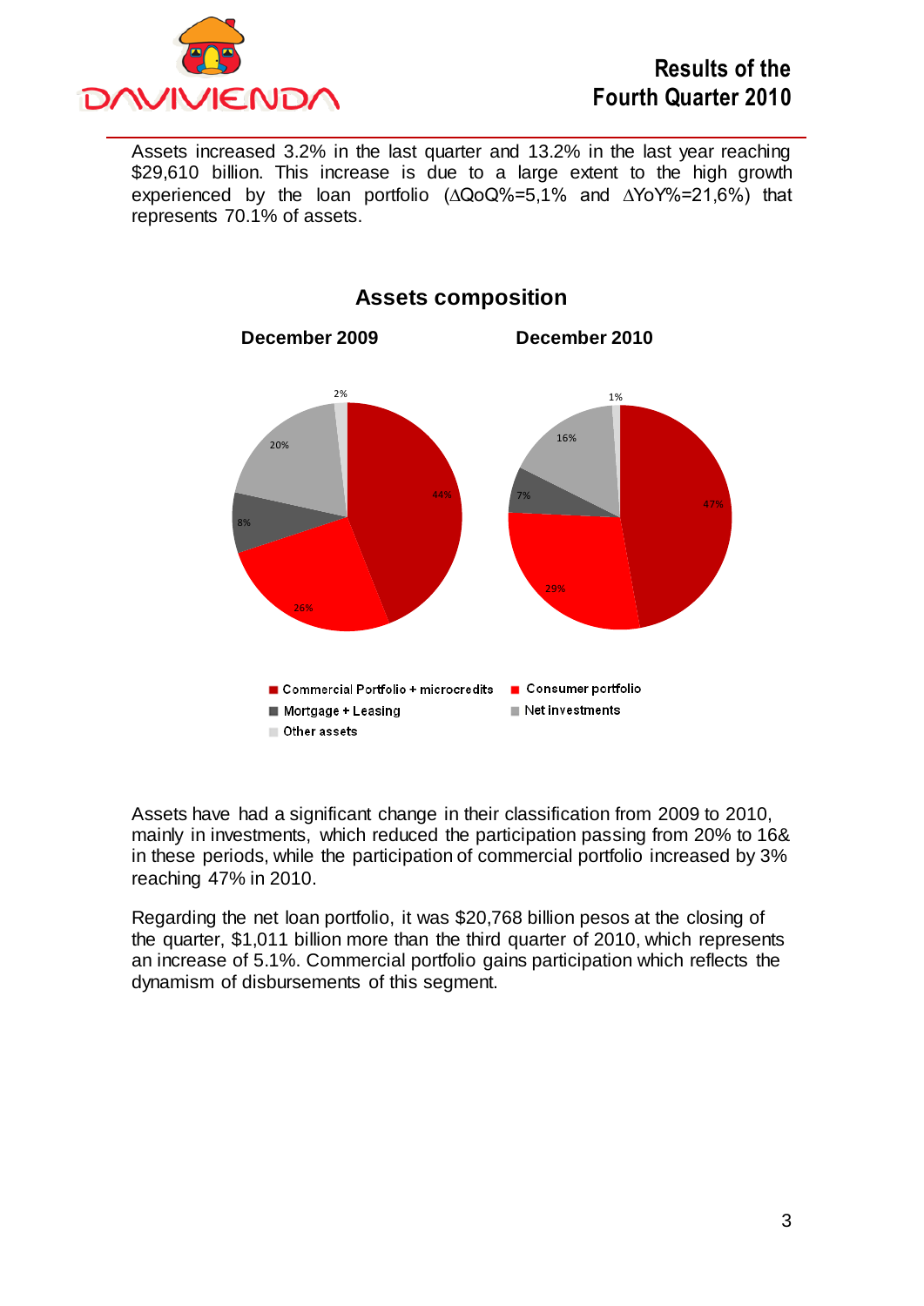Assets increased 3.2% in the last quarter and 13.2% in the last year reaching $29,610 billion. This increase is due to a large extent to the high growth experienced by the loan portfolio ($\Delta$QoQ%=5,1% and $\Delta$YoY%=21,6%) that represents 70.1% of assets.

**Assets composition**

| | December 2009 | December 2010 |
|---|---|---|
| Commercial Portfolio + microcredits | 44% | 47% |
| Consumer portfolio | 26% | 29% |
| Mortgage + Leasing | 8% | 7% |
| Net investments | 20% | 16% |
| Other assets | 2% | 1% |

Assets have had a significant change in their classification from 2009 to 2010, mainly in investments, which reduced the participation passing from 20% to 16& in these periods, while the participation of commercial portfolio increased by 3% reaching 47% in 2010.

Regarding the net loan portfolio, it was $20,768 billion pesos at the closing of the quarter, $1,011 billion more than the third quarter of 2010, which represents an increase of 5.1%. Commercial portfolio gains participation which reflects the dynamism of disbursements of this segment.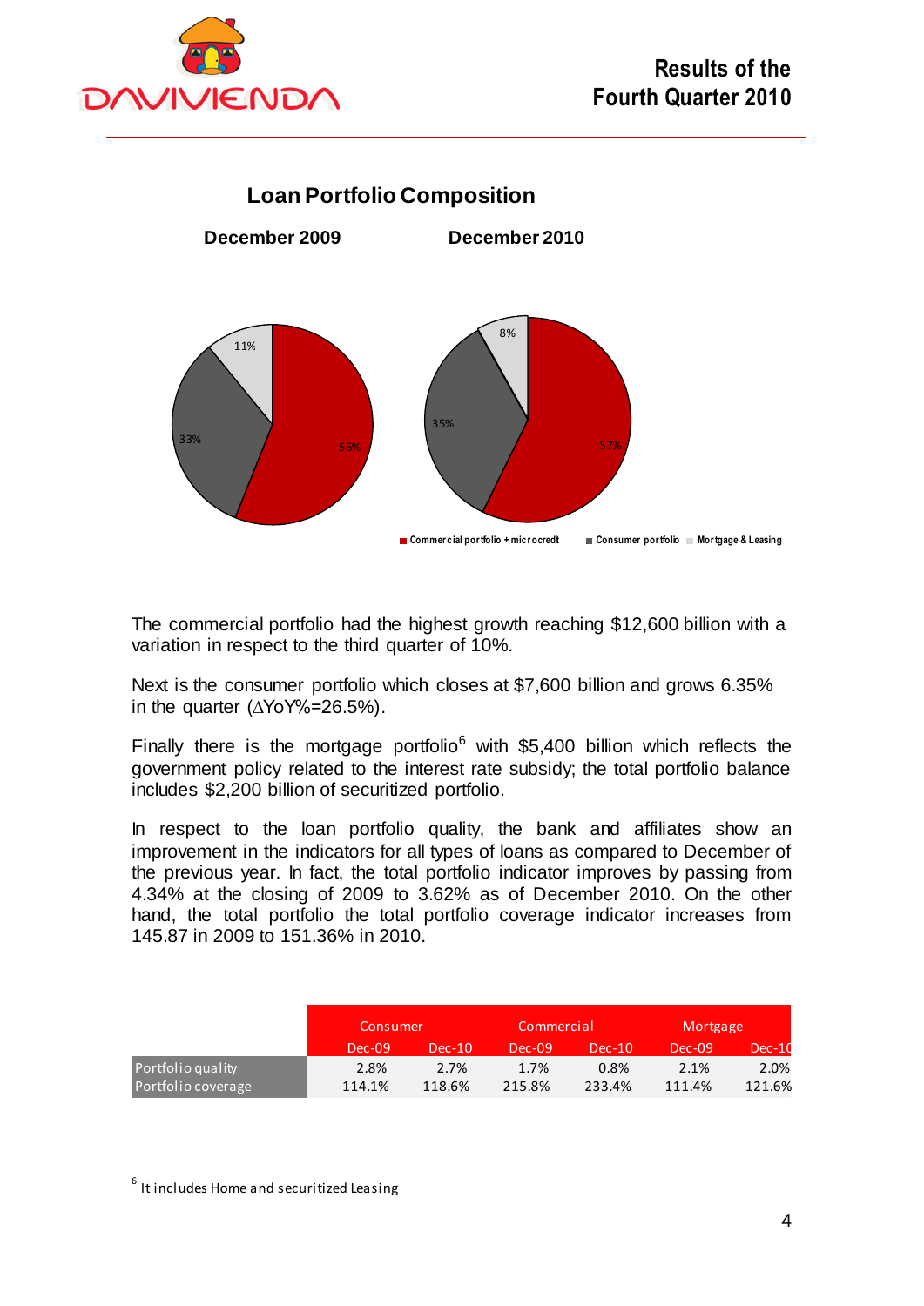## Loan Portfolio Composition

**December 2009** **December 2010**

| | December 2009 | December 2010 |
|---|---|---|
| Commercial portfolio + microcredit | 56% | 57% |
| Consumer portfolio | 33% | 35% |
| Mortgage & Leasing | 11% | 8% |

The commercial portfolio had the highest growth reaching $12,600 billion with a variation in respect to the third quarter of 10%.

Next is the consumer portfolio which closes at $7,600 billion and grows 6.35% in the quarter (ΔYoY%=26.5%).

Finally there is the mortgage portfolio[6] with $5,400 billion which reflects the government policy related to the interest rate subsidy; the total portfolio balance includes $2,200 billion of securitized portfolio.

In respect to the loan portfolio quality, the bank and affiliates show an improvement in the indicators for all types of loans as compared to December of the previous year. In fact, the total portfolio indicator improves by passing from 4.34% at the closing of 2009 to 3.62% as of December 2010. On the other hand, the total portfolio the total portfolio coverage indicator increases from 145.87 in 2009 to 151.36% in 2010.

| | Consumer | | Commercial | | Mortgage | |
|---|---|---|---|---|---|---|
| | Dec-09 | Dec-10 | Dec-09 | Dec-10 | Dec-09 | Dec-10 |
| Portfolio quality | 2.8% | 2.7% | 1.7% | 0.8% | 2.1% | 2.0% |
| Portfolio coverage | 114.1% | 118.6% | 215.8% | 233.4% | 111.4% | 121.6% |

[6] It includes Home and securitized Leasing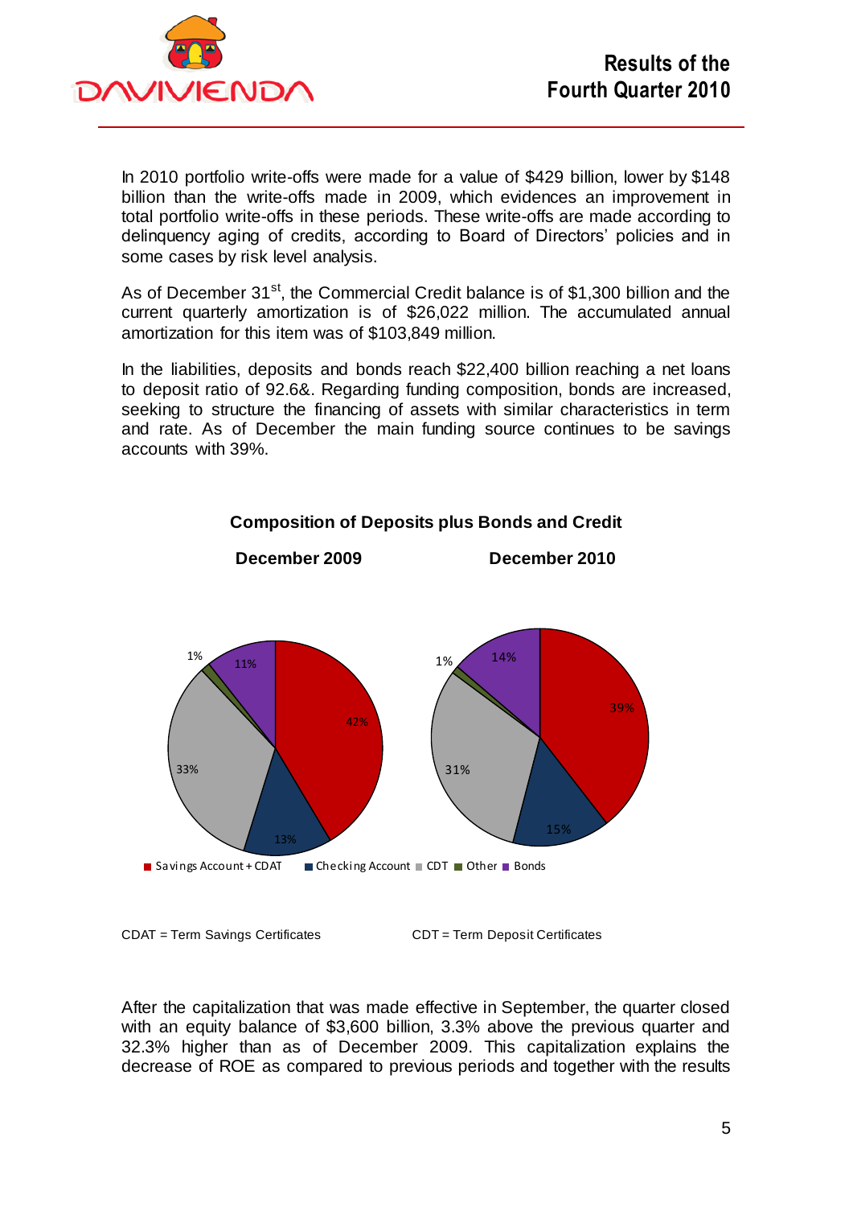In 2010 portfolio write-offs were made for a value of $429 billion, lower by $148 billion than the write-offs made in 2009, which evidences an improvement in total portfolio write-offs in these periods. These write-offs are made according to delinquency aging of credits, according to Board of Directors' policies and in some cases by risk level analysis.

As of December 31st, the Commercial Credit balance is of $1,300 billion and the current quarterly amortization is of $26,022 million. The accumulated annual amortization for this item was of $103,849 million.

In the liabilities, deposits and bonds reach $22,400 billion reaching a net loans to deposit ratio of 92.6&. Regarding funding composition, bonds are increased, seeking to structure the financing of assets with similar characteristics in term and rate. As of December the main funding source continues to be savings accounts with 39%.

**Composition of Deposits plus Bonds and Credit**

| | December 2009 | December 2010 |
|---|---|---|
| Savings Account + CDAT | 42% | 39% |
| Checking Account | 13% | 15% |
| CDT | 33% | 31% |
| Other | 1% | 1% |
| Bonds | 11% | 14% |

CDAT = Term Savings Certificates

CDT = Term Deposit Certificates

After the capitalization that was made effective in September, the quarter closed with an equity balance of $3,600 billion, 3.3% above the previous quarter and 32.3% higher than as of December 2009. This capitalization explains the decrease of ROE as compared to previous periods and together with the results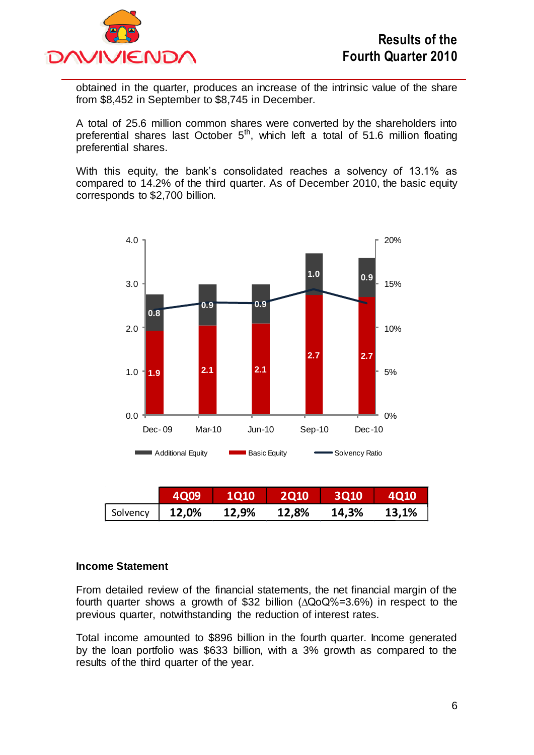obtained in the quarter, produces an increase of the intrinsic value of the share from $8,452 in September to $8,745 in December.

A total of 25.6 million common shares were converted by the shareholders into preferential shares last October 5th, which left a total of 51.6 million floating preferential shares.

With this equity, the bank's consolidated reaches a solvency of 13.1% as compared to 14.2% of the third quarter. As of December 2010, the basic equity corresponds to $2,700 billion.

| | Dec-09 | Mar-10 | Jun-10 | Sep-10 | Dec-10 |
|---|---|---|---|---|---|
| Additional Equity | 0.8 | 0.9 | 0.9 | 1.0 | 0.9 |
| Basic Equity | 1.9 | 2.1 | 2.1 | 2.7 | 2.7 |

| | 4Q09 | 1Q10 | 2Q10 | 3Q10 | 4Q10 |
|---|---|---|---|---|---|
| Solvency | **12,0%** | **12,9%** | **12,8%** | **14,3%** | **13,1%** |

**Income Statement**

From detailed review of the financial statements, the net financial margin of the fourth quarter shows a growth of $32 billion (ΔQoQ%=3.6%) in respect to the previous quarter, notwithstanding the reduction of interest rates.

Total income amounted to $896 billion in the fourth quarter. Income generated by the loan portfolio was $633 billion, with a 3% growth as compared to the results of the third quarter of the year.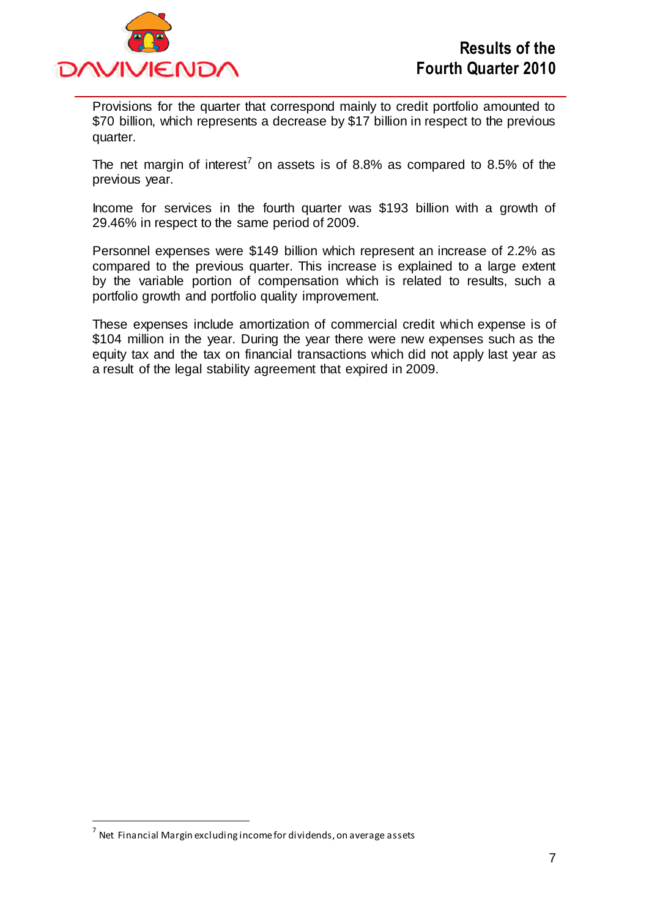Provisions for the quarter that correspond mainly to credit portfolio amounted to $70 billion, which represents a decrease by $17 billion in respect to the previous quarter.

The net margin of interest[7] on assets is of 8.8% as compared to 8.5% of the previous year.

Income for services in the fourth quarter was $193 billion with a growth of 29.46% in respect to the same period of 2009.

Personnel expenses were $149 billion which represent an increase of 2.2% as compared to the previous quarter. This increase is explained to a large extent by the variable portion of compensation which is related to results, such a portfolio growth and portfolio quality improvement.

These expenses include amortization of commercial credit which expense is of $104 million in the year. During the year there were new expenses such as the equity tax and the tax on financial transactions which did not apply last year as a result of the legal stability agreement that expired in 2009.

---

[7] Net Financial Margin excluding income for dividends, on average assets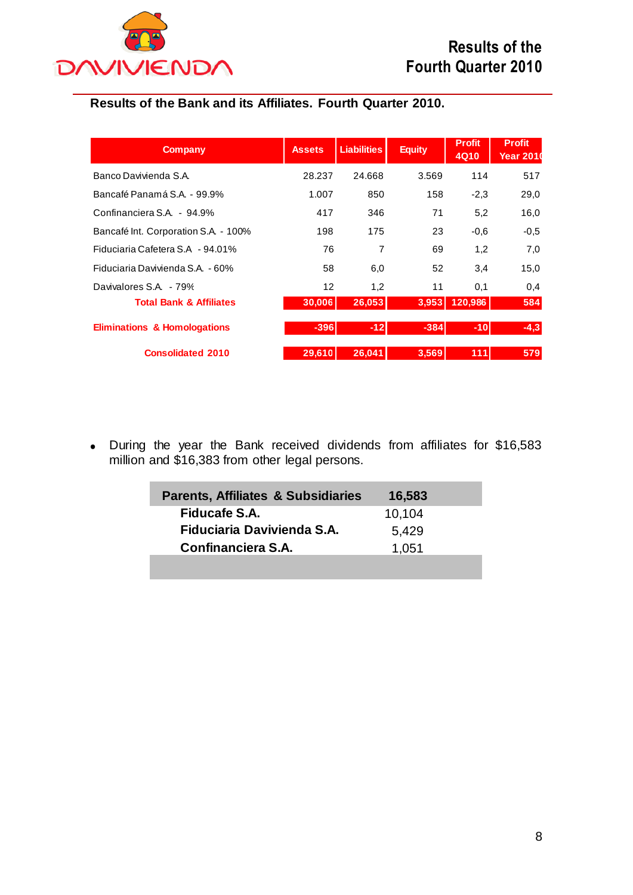Results of the Fourth Quarter 2010

### Results of the Bank and its Affiliates. Fourth Quarter 2010.

| Company | Assets | Liabilities | Equity | Profit 4Q10 | Profit Year 2010 |
|---|---|---|---|---|---|
| Banco Davivienda S.A. | 28.237 | 24.668 | 3.569 | 114 | 517 |
| Bancafé Panamá S.A. - 99.9% | 1.007 | 850 | 158 | -2,3 | 29,0 |
| Confinanciera S.A. - 94.9% | 417 | 346 | 71 | 5,2 | 16,0 |
| Bancafé Int. Corporation S.A. - 100% | 198 | 175 | 23 | -0,6 | -0,5 |
| Fiduciaria Cafetera S.A - 94.01% | 76 | 7 | 69 | 1,2 | 7,0 |
| Fiduciaria Davivienda S.A. - 60% | 58 | 6,0 | 52 | 3,4 | 15,0 |
| Davivalores S.A. - 79% | 12 | 1,2 | 11 | 0,1 | 0,4 |
| **Total Bank & Affiliates** | **30,006** | **26,053** | **3,953** | **120,986** | **584** |
| **Eliminations & Homologations** | **-396** | **-12** | **-384** | **-10** | **-4,3** |
| **Consolidated 2010** | **29,610** | **26,041** | **3,569** | **111** | **579** |

- During the year the Bank received dividends from affiliates for $16,583 million and $16,383 from other legal persons.

| Parents, Affiliates & Subsidiaries | 16,583 |
|---|---|
| **Fiducafe S.A.** | 10,104 |
| **Fiduciaria Davivienda S.A.** | 5,429 |
| **Confinanciera S.A.** | 1,051 |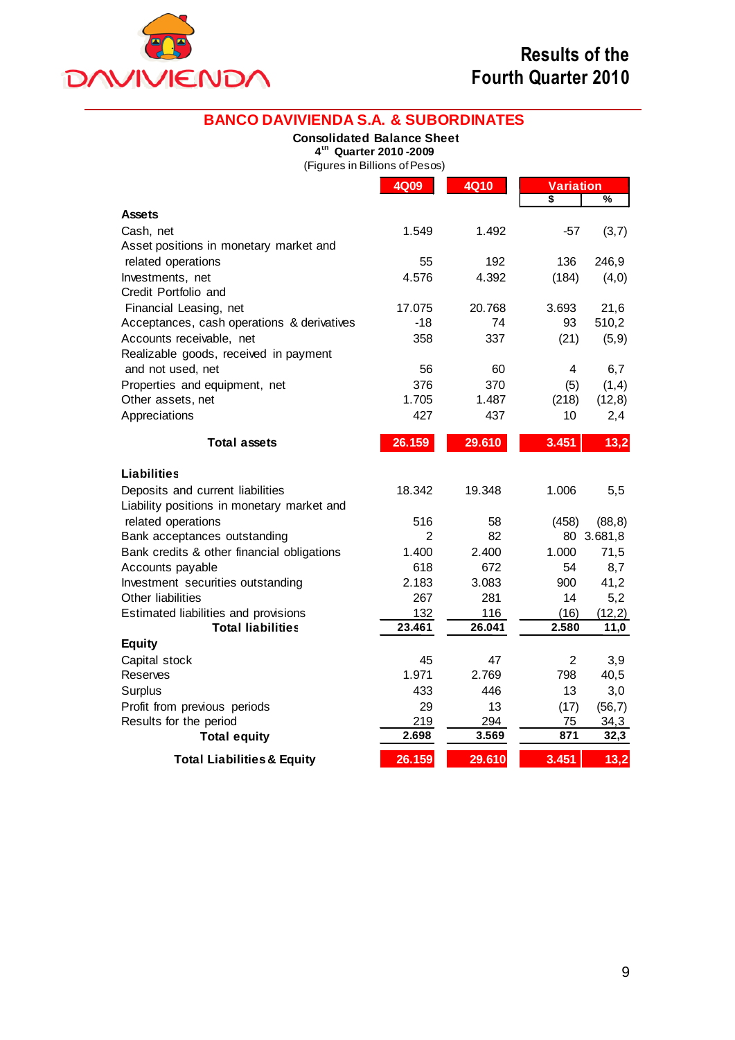# Results of the Fourth Quarter 2010

## BANCO DAVIVIENDA S.A. & SUBORDINATES

**Consolidated Balance Sheet**
**4th Quarter 2010 -2009**
(Figures in Billions of Pesos)

| | 4Q09 | 4Q10 | Variation $ | Variation % |
|---|---|---|---|---|
| **Assets** | | | | |
| Cash, net | 1.549 | 1.492 | -57 | (3,7) |
| Asset positions in monetary market and related operations | 55 | 192 | 136 | 246,9 |
| Investments, net | 4.576 | 4.392 | (184) | (4,0) |
| Credit Portfolio and Financial Leasing, net | 17.075 | 20.768 | 3.693 | 21,6 |
| Acceptances, cash operations & derivatives | -18 | 74 | 93 | 510,2 |
| Accounts receivable, net | 358 | 337 | (21) | (5,9) |
| Realizable goods, received in payment and not used, net | 56 | 60 | 4 | 6,7 |
| Properties and equipment, net | 376 | 370 | (5) | (1,4) |
| Other assets, net | 1.705 | 1.487 | (218) | (12,8) |
| Appreciations | 427 | 437 | 10 | 2,4 |
| **Total assets** | **26.159** | **29.610** | **3.451** | **13,2** |
| **Liabilities** | | | | |
| Deposits and current liabilities | 18.342 | 19.348 | 1.006 | 5,5 |
| Liability positions in monetary market and related operations | 516 | 58 | (458) | (88,8) |
| Bank acceptances outstanding | 2 | 82 | 80 | 3.681,8 |
| Bank credits & other financial obligations | 1.400 | 2.400 | 1.000 | 71,5 |
| Accounts payable | 618 | 672 | 54 | 8,7 |
| Investment securities outstanding | 2.183 | 3.083 | 900 | 41,2 |
| Other liabilities | 267 | 281 | 14 | 5,2 |
| Estimated liabilities and provisions | 132 | 116 | (16) | (12,2) |
| **Total liabilities** | **23.461** | **26.041** | **2.580** | **11,0** |
| **Equity** | | | | |
| Capital stock | 45 | 47 | 2 | 3,9 |
| Reserves | 1.971 | 2.769 | 798 | 40,5 |
| Surplus | 433 | 446 | 13 | 3,0 |
| Profit from previous periods | 29 | 13 | (17) | (56,7) |
| Results for the period | 219 | 294 | 75 | 34,3 |
| **Total equity** | **2.698** | **3.569** | **871** | **32,3** |
| **Total Liabilities & Equity** | **26.159** | **29.610** | **3.451** | **13,2** |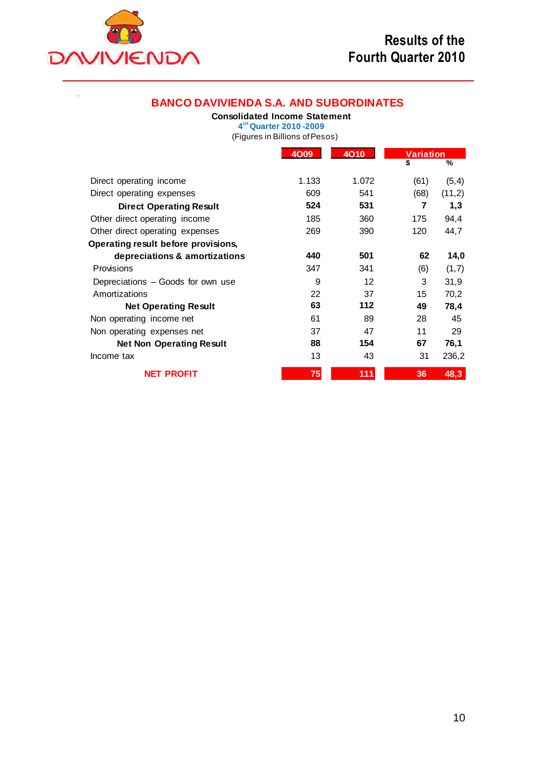## BANCO DAVIVIENDA S.A. AND SUBORDINATES

**Consolidated Income Statement**

4th Quarter 2010 -2009

(Figures in Billions of Pesos)

| | 4Q09 | 4Q10 | Variation $ | Variation % |
|---|---|---|---|---|
| Direct operating income | 1.133 | 1.072 | (61) | (5,4) |
| Direct operating expenses | 609 | 541 | (68) | (11,2) |
| **Direct Operating Result** | **524** | **531** | **7** | **1,3** |
| Other direct operating income | 185 | 360 | 175 | 94,4 |
| Other direct operating expenses | 269 | 390 | 120 | 44,7 |
| **Operating result before provisions, depreciations & amortizations** | **440** | **501** | **62** | **14,0** |
| Provisions | 347 | 341 | (6) | (1,7) |
| Depreciations – Goods for own use | 9 | 12 | 3 | 31,9 |
| Amortizations | 22 | 37 | 15 | 70,2 |
| **Net Operating Result** | **63** | **112** | **49** | **78,4** |
| Non operating income net | 61 | 89 | 28 | 45 |
| Non operating expenses net | 37 | 47 | 11 | 29 |
| **Net Non Operating Result** | **88** | **154** | **67** | **76,1** |
| Income tax | 13 | 43 | 31 | 236,2 |
| **NET PROFIT** | **75** | **111** | **36** | **48,3** |